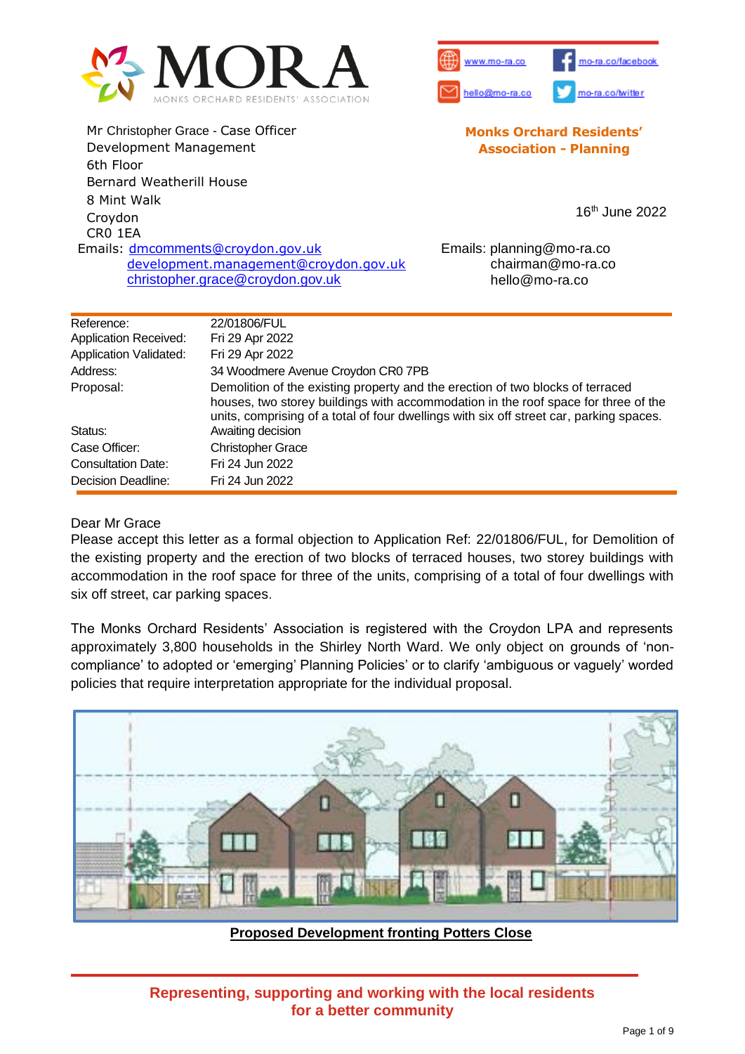MORA
MONKS ORCHARD RESIDENTS' ASSOCIATION

www.mo-ra.co | mo-ra.co/facebook
hello@mo-ra.co | mo-ra.co/twitter

Mr Christopher Grace - Case Officer
Development Management
6th Floor
Bernard Weatherill House
8 Mint Walk
Croydon
CR0 1EA
Emails: dmcomments@croydon.gov.uk
development.management@croydon.gov.uk
christopher.grace@croydon.gov.uk

**Monks Orchard Residents' Association - Planning**

16th June 2022

Emails: planning@mo-ra.co
chairman@mo-ra.co
hello@mo-ra.co

| | |
|---|---|
| Reference: | 22/01806/FUL |
| Application Received: | Fri 29 Apr 2022 |
| Application Validated: | Fri 29 Apr 2022 |
| Address: | 34 Woodmere Avenue Croydon CR0 7PB |
| Proposal: | Demolition of the existing property and the erection of two blocks of terraced houses, two storey buildings with accommodation in the roof space for three of the units, comprising of a total of four dwellings with six off street car, parking spaces. |
| Status: | Awaiting decision |
| Case Officer: | Christopher Grace |
| Consultation Date: | Fri 24 Jun 2022 |
| Decision Deadline: | Fri 24 Jun 2022 |

Dear Mr Grace
Please accept this letter as a formal objection to Application Ref: 22/01806/FUL, for Demolition of the existing property and the erection of two blocks of terraced houses, two storey buildings with accommodation in the roof space for three of the units, comprising of a total of four dwellings with six off street, car parking spaces.

The Monks Orchard Residents' Association is registered with the Croydon LPA and represents approximately 3,800 households in the Shirley North Ward. We only object on grounds of 'non-compliance' to adopted or 'emerging' Planning Policies' or to clarify 'ambiguous or vaguely' worded policies that require interpretation appropriate for the individual proposal.

**Proposed Development fronting Potters Close**

**Representing, supporting and working with the local residents for a better community**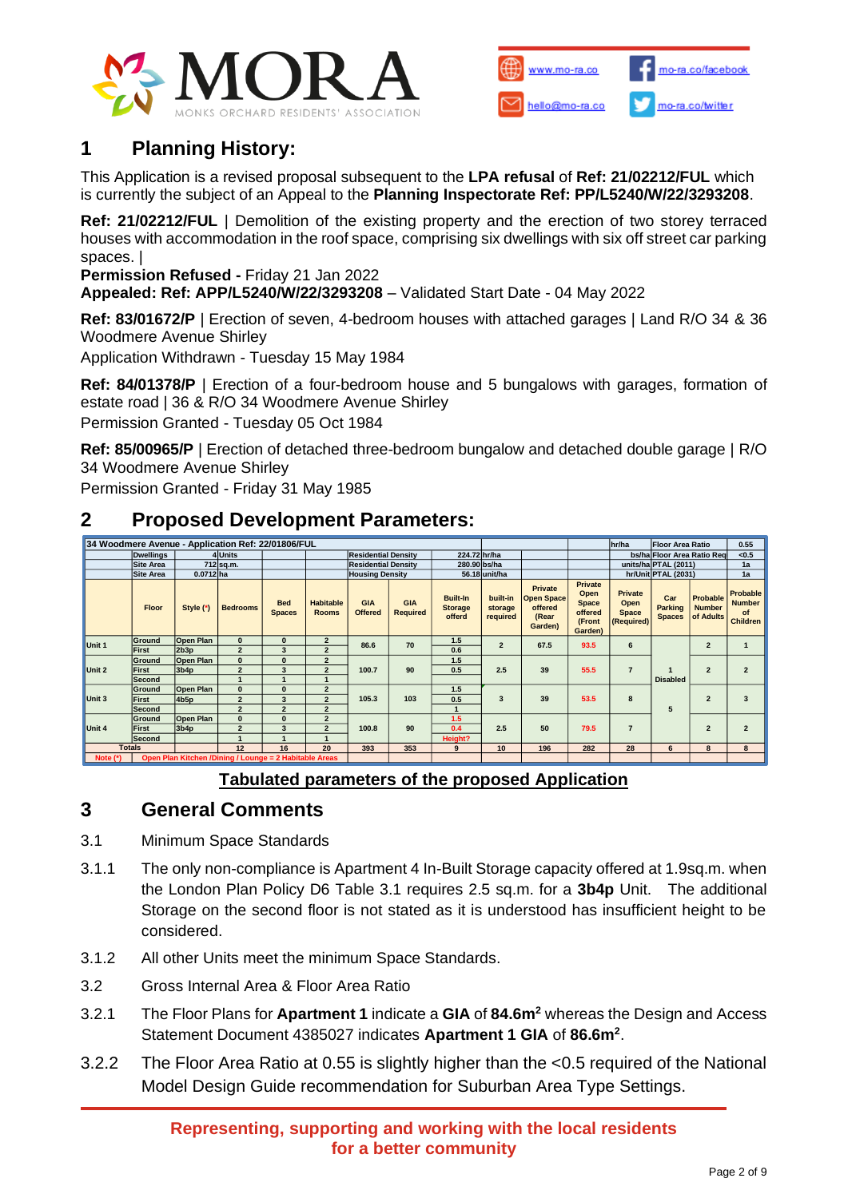## 1 Planning History:

This Application is a revised proposal subsequent to the **LPA refusal** of **Ref: 21/02212/FUL** which is currently the subject of an Appeal to the **Planning Inspectorate Ref: PP/L5240/W/22/3293208**.

**Ref: 21/02212/FUL** | Demolition of the existing property and the erection of two storey terraced houses with accommodation in the roof space, comprising six dwellings with six off street car parking spaces. |
**Permission Refused -** Friday 21 Jan 2022
**Appealed: Ref: APP/L5240/W/22/3293208** – Validated Start Date - 04 May 2022

**Ref: 83/01672/P** | Erection of seven, 4-bedroom houses with attached garages | Land R/O 34 & 36 Woodmere Avenue Shirley
Application Withdrawn - Tuesday 15 May 1984

**Ref: 84/01378/P** | Erection of a four-bedroom house and 5 bungalows with garages, formation of estate road | 36 & R/O 34 Woodmere Avenue Shirley
Permission Granted - Tuesday 05 Oct 1984

**Ref: 85/00965/P** | Erection of detached three-bedroom bungalow and detached double garage | R/O 34 Woodmere Avenue Shirley
Permission Granted - Friday 31 May 1985

## 2 Proposed Development Parameters:

| 34 Woodmere Avenue - Application Ref: 22/01806/FUL | | | | | | | | | | | | hr/ha | Floor Area Ratio | | 0.55 |
|---|---|---|---|---|---|---|---|---|---|---|---|---|---|---|---|
| | Dwellings | 4 | Units | | | Residential Density | | 224.72 | hr/ha | | | bs/ha | Floor Area Ratio Req | | <0.5 |
| | Site Area | 712 | sq.m. | | | Residential Density | | 280.90 | bs/ha | | | units/ha | PTAL (2011) | | 1a |
| | Site Area | 0.0712 | ha | | | Housing Density | | 56.18 | unit/ha | | | hr/Unit | PTAL (2031) | | 1a |
| | Floor | Style (*) | Bedrooms | Bed Spaces | Habitable Rooms | GIA Offered | GIA Required | Built-In Storage offerd | built-in storage required | Private Open Space offered (Rear Garden) | Private Open Space offered (Front Garden) | Private Open Space (Required) | Car Parking Spaces | Probable Number of Adults | Probable Number of Children |
| Unit 1 | Ground | Open Plan | 0 | 0 | 2 | 86.6 | 70 | 1.5 | 2 | 67.5 | 93.5 | 6 | | 2 | 1 |
| | First | 2b3p | 2 | 3 | 2 | | | 0.6 | | | | | | | |
| Unit 2 | Ground | Open Plan | 0 | 0 | 2 | 100.7 | 90 | 1.5 | 2.5 | 39 | 55.5 | 7 | 1 Disabled | 2 | 2 |
| | First | 3b4p | 2 | 3 | 2 | | | 0.5 | | | | | | | |
| | Second | | 1 | 1 | 1 | | | | | | | | | | |
| Unit 3 | Ground | Open Plan | 0 | 0 | 2 | 105.3 | 103 | 1.5 | 3 | 39 | 53.5 | 8 | 5 | 2 | 3 |
| | First | 4b5p | 2 | 3 | 2 | | | 0.5 | | | | | | | |
| | Second | | 2 | 2 | 2 | | | 1 | | | | | | | |
| Unit 4 | Ground | Open Plan | 0 | 0 | 2 | 100.8 | 90 | 1.5 | 2.5 | 50 | 79.5 | 7 | | 2 | 2 |
| | First | 3b4p | 2 | 3 | 2 | | | 0.4 | | | | | | | |
| | Second | | 1 | 1 | 1 | | | Height? | | | | | | | |
| Totals | | | 12 | 16 | 20 | 393 | 353 | 9 | 10 | 196 | 282 | 28 | 6 | 8 | 8 |
| Note (*) | Open Plan Kitchen /Dining / Lounge = 2 Habitable Areas | | | | | | | | | | | | | | |

**Tabulated parameters of the proposed Application**

## 3 General Comments

3.1 Minimum Space Standards

3.1.1 The only non-compliance is Apartment 4 In-Built Storage capacity offered at 1.9sq.m. when the London Plan Policy D6 Table 3.1 requires 2.5 sq.m. for a **3b4p** Unit. The additional Storage on the second floor is not stated as it is understood has insufficient height to be considered.

3.1.2 All other Units meet the minimum Space Standards.

3.2 Gross Internal Area & Floor Area Ratio

3.2.1 The Floor Plans for **Apartment 1** indicate a **GIA** of **84.6m$^2$** whereas the Design and Access Statement Document 4385027 indicates **Apartment 1 GIA** of **86.6m$^2$**.

3.2.2 The Floor Area Ratio at 0.55 is slightly higher than the <0.5 required of the National Model Design Guide recommendation for Suburban Area Type Settings.

**Representing, supporting and working with the local residents for a better community**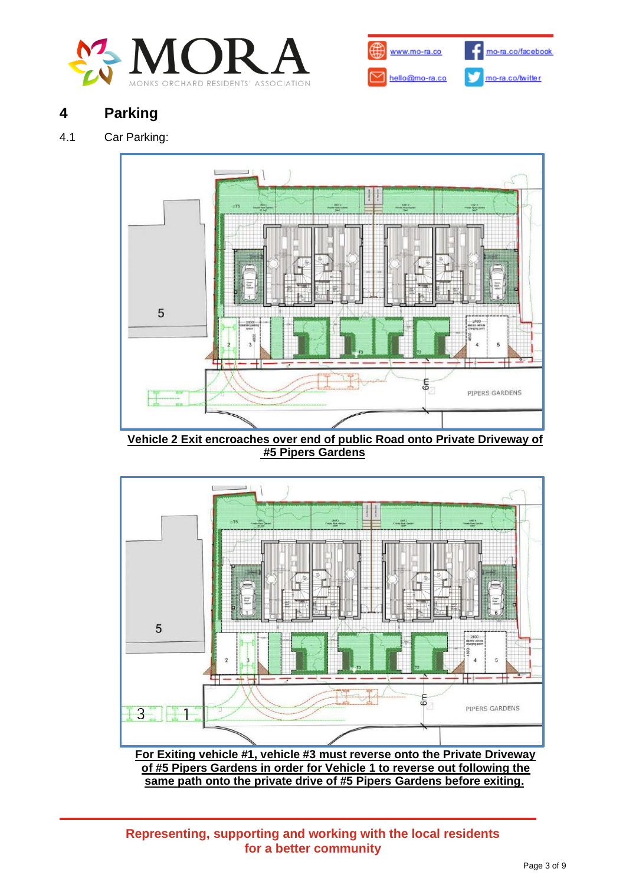## 4 Parking

4.1 Car Parking:

**Vehicle 2 Exit encroaches over end of public Road onto Private Driveway of #5 Pipers Gardens**

**For Exiting vehicle #1, vehicle #3 must reverse onto the Private Driveway of #5 Pipers Gardens in order for Vehicle 1 to reverse out following the same path onto the private drive of #5 Pipers Gardens before exiting.**

**Representing, supporting and working with the local residents for a better community**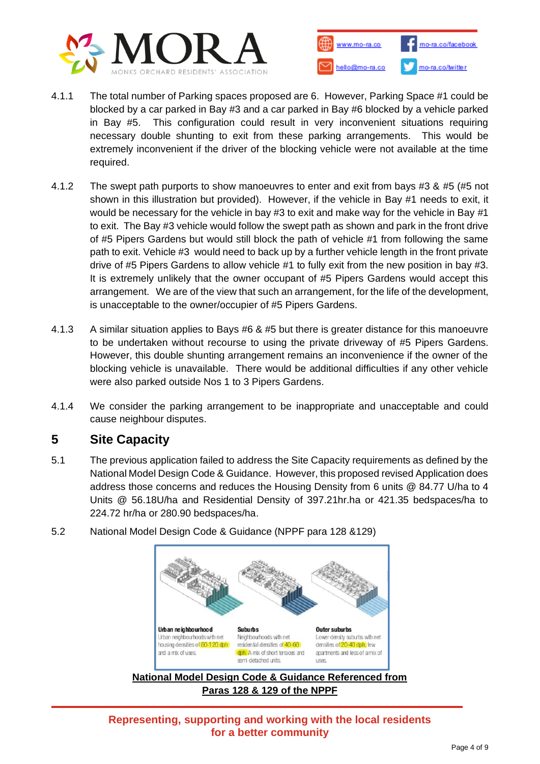4.1.1 The total number of Parking spaces proposed are 6. However, Parking Space #1 could be blocked by a car parked in Bay #3 and a car parked in Bay #6 blocked by a vehicle parked in Bay #5. This configuration could result in very inconvenient situations requiring necessary double shunting to exit from these parking arrangements. This would be extremely inconvenient if the driver of the blocking vehicle were not available at the time required.

4.1.2 The swept path purports to show manoeuvres to enter and exit from bays #3 & #5 (#5 not shown in this illustration but provided). However, if the vehicle in Bay #1 needs to exit, it would be necessary for the vehicle in bay #3 to exit and make way for the vehicle in Bay #1 to exit. The Bay #3 vehicle would follow the swept path as shown and park in the front drive of #5 Pipers Gardens but would still block the path of vehicle #1 from following the same path to exit. Vehicle #3 would need to back up by a further vehicle length in the front private drive of #5 Pipers Gardens to allow vehicle #1 to fully exit from the new position in bay #3. It is extremely unlikely that the owner occupant of #5 Pipers Gardens would accept this arrangement. We are of the view that such an arrangement, for the life of the development, is unacceptable to the owner/occupier of #5 Pipers Gardens.

4.1.3 A similar situation applies to Bays #6 & #5 but there is greater distance for this manoeuvre to be undertaken without recourse to using the private driveway of #5 Pipers Gardens. However, this double shunting arrangement remains an inconvenience if the owner of the blocking vehicle is unavailable. There would be additional difficulties if any other vehicle were also parked outside Nos 1 to 3 Pipers Gardens.

4.1.4 We consider the parking arrangement to be inappropriate and unacceptable and could cause neighbour disputes.

## 5 Site Capacity

5.1 The previous application failed to address the Site Capacity requirements as defined by the National Model Design Code & Guidance. However, this proposed revised Application does address those concerns and reduces the Housing Density from 6 units @ 84.77 U/ha to 4 Units @ 56.18U/ha and Residential Density of 397.21hr.ha or 421.35 bedspaces/ha to 224.72 hr/ha or 280.90 bedspaces/ha.

5.2 National Model Design Code & Guidance (NPPF para 128 &129)

**Urban neighbourhood**
Urban neighbourhoods with net housing densities of 60-120 dph and a mix of uses.

**Suburbs**
Neighbourhoods with net residential densities of 40-60 dph. A mix of short terraces and semi-detached units.

**Outer suburbs**
Lower density suburbs with net densities of 20-40 dph, few apartments and less of a mix of uses.

**National Model Design Code & Guidance Referenced from Paras 128 & 129 of the NPPF**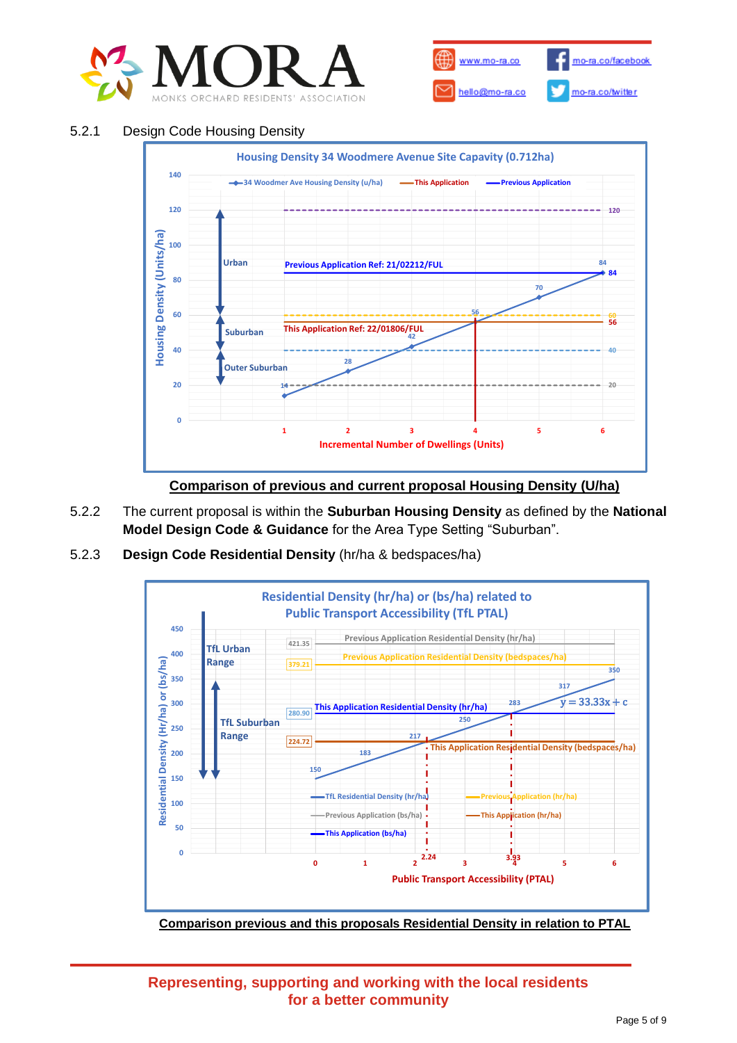### 5.2.1 Design Code Housing Density

Comparison of previous and current proposal Housing Density (U/ha)

5.2.2 The current proposal is within the **Suburban Housing Density** as defined by the **National Model Design Code & Guidance** for the Area Type Setting "Suburban".

### 5.2.3 **Design Code Residential Density** (hr/ha & bedspaces/ha)

Comparison previous and this proposals Residential Density in relation to PTAL

**Representing, supporting and working with the local residents for a better community**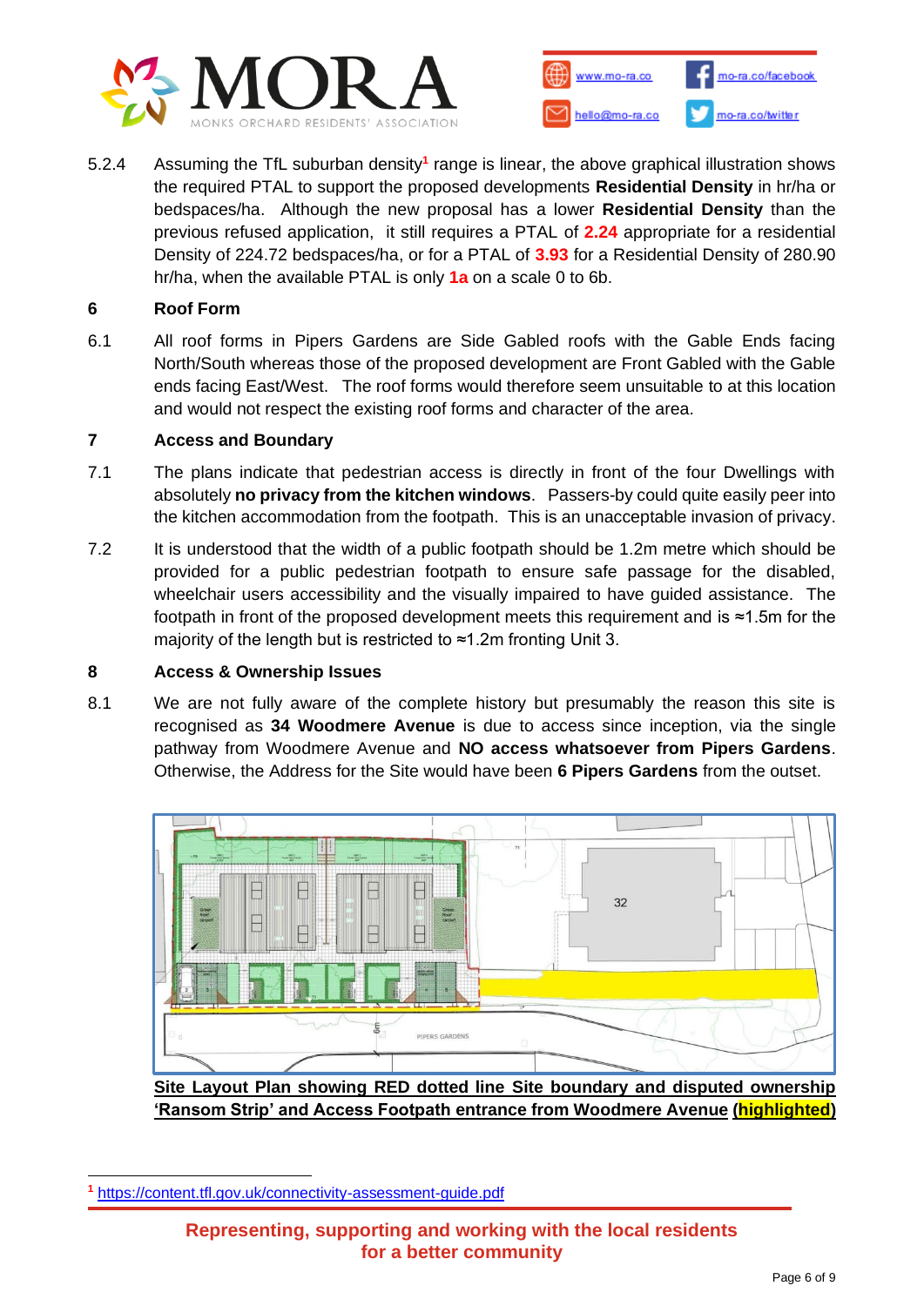5.2.4 Assuming the TfL suburban density[1] range is linear, the above graphical illustration shows the required PTAL to support the proposed developments **Residential Density** in hr/ha or bedspaces/ha. Although the new proposal has a lower **Residential Density** than the previous refused application, it still requires a PTAL of **2.24** appropriate for a residential Density of 224.72 bedspaces/ha, or for a PTAL of **3.93** for a Residential Density of 280.90 hr/ha, when the available PTAL is only **1a** on a scale 0 to 6b.

## 6 Roof Form

6.1 All roof forms in Pipers Gardens are Side Gabled roofs with the Gable Ends facing North/South whereas those of the proposed development are Front Gabled with the Gable ends facing East/West. The roof forms would therefore seem unsuitable to at this location and would not respect the existing roof forms and character of the area.

## 7 Access and Boundary

7.1 The plans indicate that pedestrian access is directly in front of the four Dwellings with absolutely **no privacy from the kitchen windows**. Passers-by could quite easily peer into the kitchen accommodation from the footpath. This is an unacceptable invasion of privacy.

7.2 It is understood that the width of a public footpath should be 1.2m metre which should be provided for a public pedestrian footpath to ensure safe passage for the disabled, wheelchair users accessibility and the visually impaired to have guided assistance. The footpath in front of the proposed development meets this requirement and is ≈1.5m for the majority of the length but is restricted to ≈1.2m fronting Unit 3.

## 8 Access & Ownership Issues

8.1 We are not fully aware of the complete history but presumably the reason this site is recognised as **34 Woodmere Avenue** is due to access since inception, via the single pathway from Woodmere Avenue and **NO access whatsoever from Pipers Gardens**. Otherwise, the Address for the Site would have been **6 Pipers Gardens** from the outset.

**Site Layout Plan showing RED dotted line Site boundary and disputed ownership 'Ransom Strip' and Access Footpath entrance from Woodmere Avenue (highlighted)**

[1] https://content.tfl.gov.uk/connectivity-assessment-guide.pdf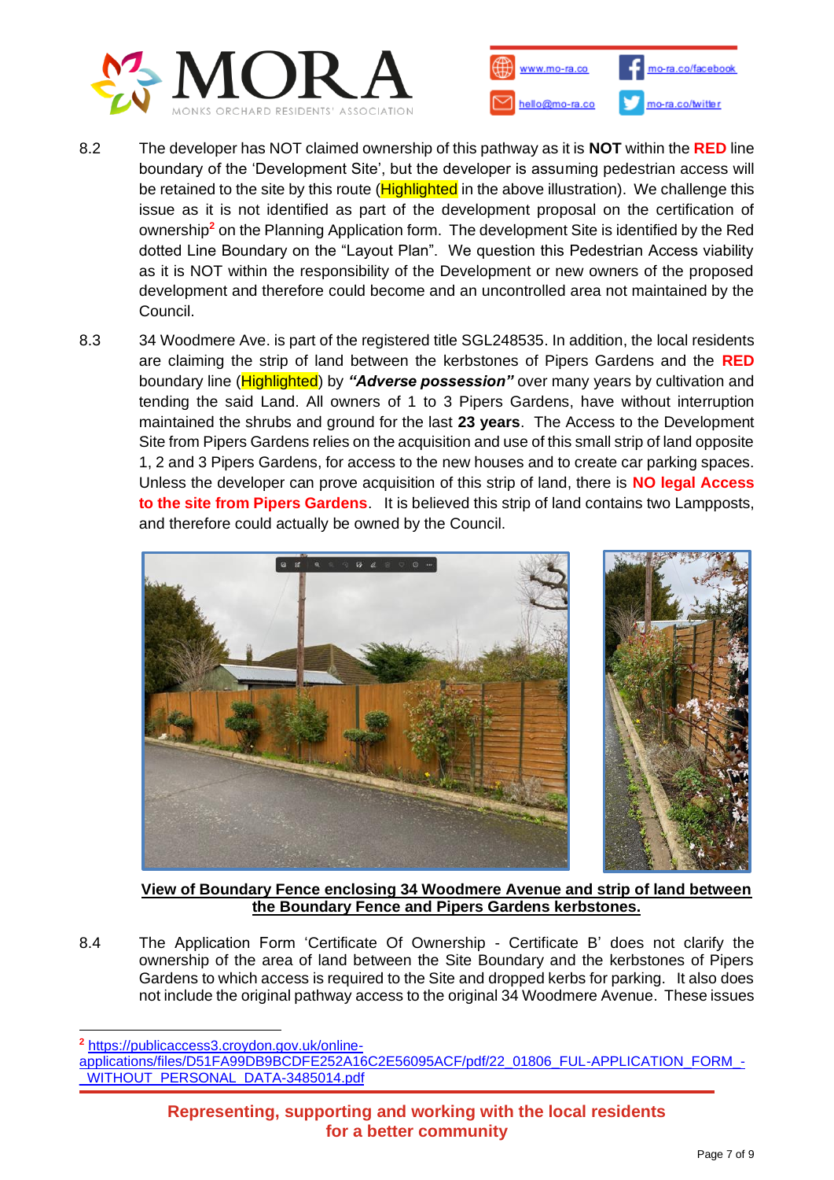8.2 The developer has NOT claimed ownership of this pathway as it is **NOT** within the **RED** line boundary of the 'Development Site', but the developer is assuming pedestrian access will be retained to the site by this route (Highlighted in the above illustration). We challenge this issue as it is not identified as part of the development proposal on the certification of ownership[2] on the Planning Application form. The development Site is identified by the Red dotted Line Boundary on the "Layout Plan". We question this Pedestrian Access viability as it is NOT within the responsibility of the Development or new owners of the proposed development and therefore could become and an uncontrolled area not maintained by the Council.

8.3 34 Woodmere Ave. is part of the registered title SGL248535. In addition, the local residents are claiming the strip of land between the kerbstones of Pipers Gardens and the **RED** boundary line (Highlighted) by ***"Adverse possession"*** over many years by cultivation and tending the said Land. All owners of 1 to 3 Pipers Gardens, have without interruption maintained the shrubs and ground for the last **23 years**. The Access to the Development Site from Pipers Gardens relies on the acquisition and use of this small strip of land opposite 1, 2 and 3 Pipers Gardens, for access to the new houses and to create car parking spaces. Unless the developer can prove acquisition of this strip of land, there is **NO legal Access to the site from Pipers Gardens**. It is believed this strip of land contains two Lampposts, and therefore could actually be owned by the Council.

**View of Boundary Fence enclosing 34 Woodmere Avenue and strip of land between the Boundary Fence and Pipers Gardens kerbstones.**

8.4 The Application Form 'Certificate Of Ownership - Certificate B' does not clarify the ownership of the area of land between the Site Boundary and the kerbstones of Pipers Gardens to which access is required to the Site and dropped kerbs for parking. It also does not include the original pathway access to the original 34 Woodmere Avenue. These issues

---

[2] https://publicaccess3.croydon.gov.uk/online-applications/files/D51FA99DB9BCDFE252A16C2E56095ACF/pdf/22_01806_FUL-APPLICATION_FORM_-_WITHOUT_PERSONAL_DATA-3485014.pdf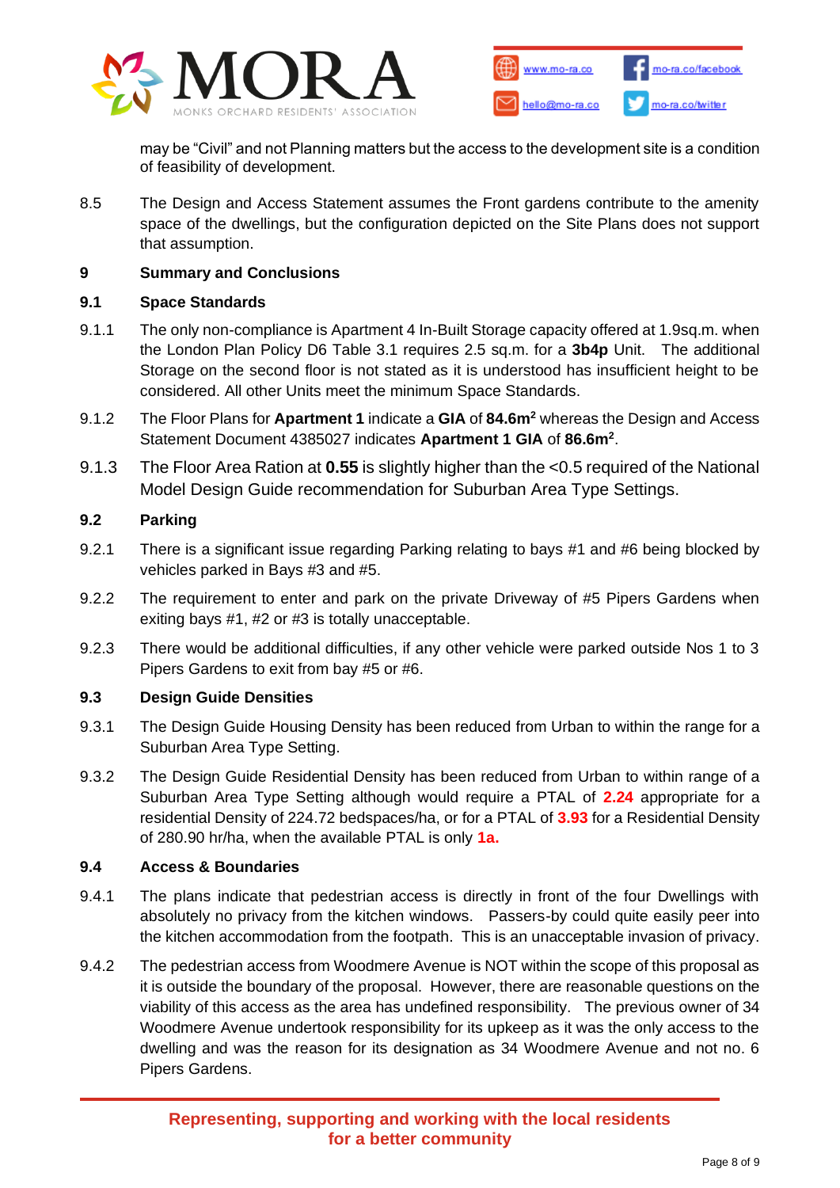may be "Civil" and not Planning matters but the access to the development site is a condition of feasibility of development.

8.5 The Design and Access Statement assumes the Front gardens contribute to the amenity space of the dwellings, but the configuration depicted on the Site Plans does not support that assumption.

## 9 Summary and Conclusions

### 9.1 Space Standards

9.1.1 The only non-compliance is Apartment 4 In-Built Storage capacity offered at 1.9sq.m. when the London Plan Policy D6 Table 3.1 requires 2.5 sq.m. for a **3b4p** Unit. The additional Storage on the second floor is not stated as it is understood has insufficient height to be considered. All other Units meet the minimum Space Standards.

9.1.2 The Floor Plans for **Apartment 1** indicate a **GIA** of **84.6m²** whereas the Design and Access Statement Document 4385027 indicates **Apartment 1 GIA** of **86.6m²**.

9.1.3 The Floor Area Ration at **0.55** is slightly higher than the <0.5 required of the National Model Design Guide recommendation for Suburban Area Type Settings.

### 9.2 Parking

9.2.1 There is a significant issue regarding Parking relating to bays #1 and #6 being blocked by vehicles parked in Bays #3 and #5.

9.2.2 The requirement to enter and park on the private Driveway of #5 Pipers Gardens when exiting bays #1, #2 or #3 is totally unacceptable.

9.2.3 There would be additional difficulties, if any other vehicle were parked outside Nos 1 to 3 Pipers Gardens to exit from bay #5 or #6.

### 9.3 Design Guide Densities

9.3.1 The Design Guide Housing Density has been reduced from Urban to within the range for a Suburban Area Type Setting.

9.3.2 The Design Guide Residential Density has been reduced from Urban to within range of a Suburban Area Type Setting although would require a PTAL of **2.24** appropriate for a residential Density of 224.72 bedspaces/ha, or for a PTAL of **3.93** for a Residential Density of 280.90 hr/ha, when the available PTAL is only **1a.**

### 9.4 Access & Boundaries

9.4.1 The plans indicate that pedestrian access is directly in front of the four Dwellings with absolutely no privacy from the kitchen windows. Passers-by could quite easily peer into the kitchen accommodation from the footpath. This is an unacceptable invasion of privacy.

9.4.2 The pedestrian access from Woodmere Avenue is NOT within the scope of this proposal as it is outside the boundary of the proposal. However, there are reasonable questions on the viability of this access as the area has undefined responsibility. The previous owner of 34 Woodmere Avenue undertook responsibility for its upkeep as it was the only access to the dwelling and was the reason for its designation as 34 Woodmere Avenue and not no. 6 Pipers Gardens.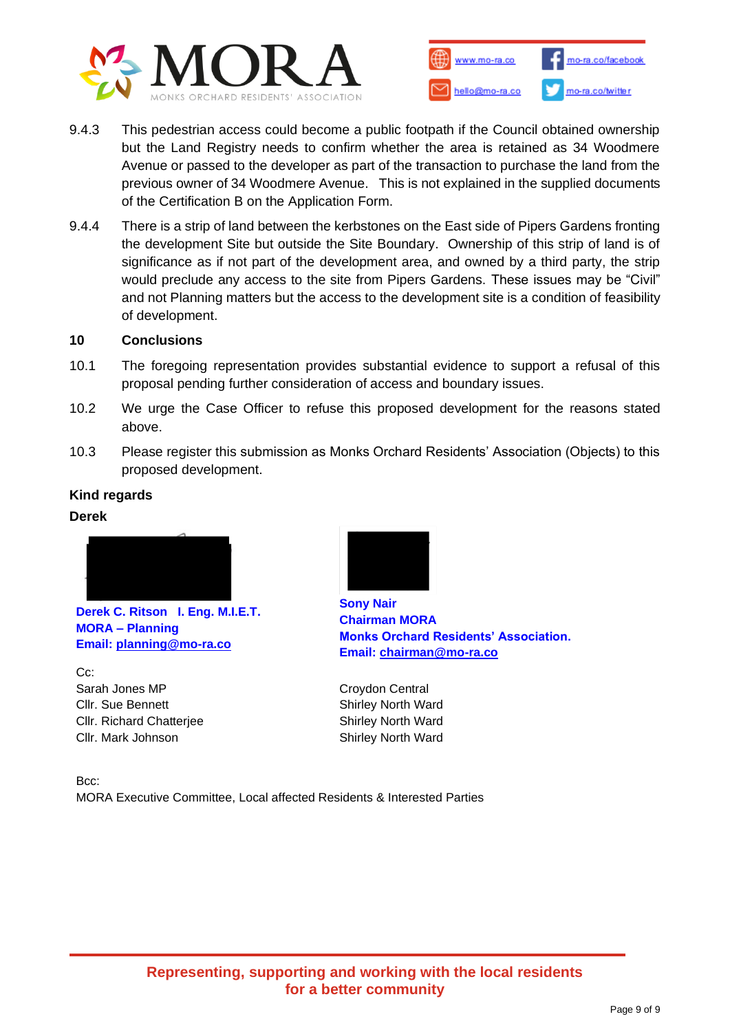9.4.3 This pedestrian access could become a public footpath if the Council obtained ownership but the Land Registry needs to confirm whether the area is retained as 34 Woodmere Avenue or passed to the developer as part of the transaction to purchase the land from the previous owner of 34 Woodmere Avenue. This is not explained in the supplied documents of the Certification B on the Application Form.

9.4.4 There is a strip of land between the kerbstones on the East side of Pipers Gardens fronting the development Site but outside the Site Boundary. Ownership of this strip of land is of significance as if not part of the development area, and owned by a third party, the strip would preclude any access to the site from Pipers Gardens. These issues may be "Civil" and not Planning matters but the access to the development site is a condition of feasibility of development.

## 10 Conclusions

10.1 The foregoing representation provides substantial evidence to support a refusal of this proposal pending further consideration of access and boundary issues.

10.2 We urge the Case Officer to refuse this proposed development for the reasons stated above.

10.3 Please register this submission as Monks Orchard Residents' Association (Objects) to this proposed development.

**Kind regards**

**Derek**

**Derek C. Ritson I. Eng. M.I.E.T.**
**MORA – Planning**
**Email: planning@mo-ra.co**

**Sony Nair**
**Chairman MORA**
**Monks Orchard Residents' Association.**
**Email: chairman@mo-ra.co**

Cc:

| | |
|---|---|
| Sarah Jones MP | Croydon Central |
| Cllr. Sue Bennett | Shirley North Ward |
| Cllr. Richard Chatterjee | Shirley North Ward |
| Cllr. Mark Johnson | Shirley North Ward |

Bcc:
MORA Executive Committee, Local affected Residents & Interested Parties